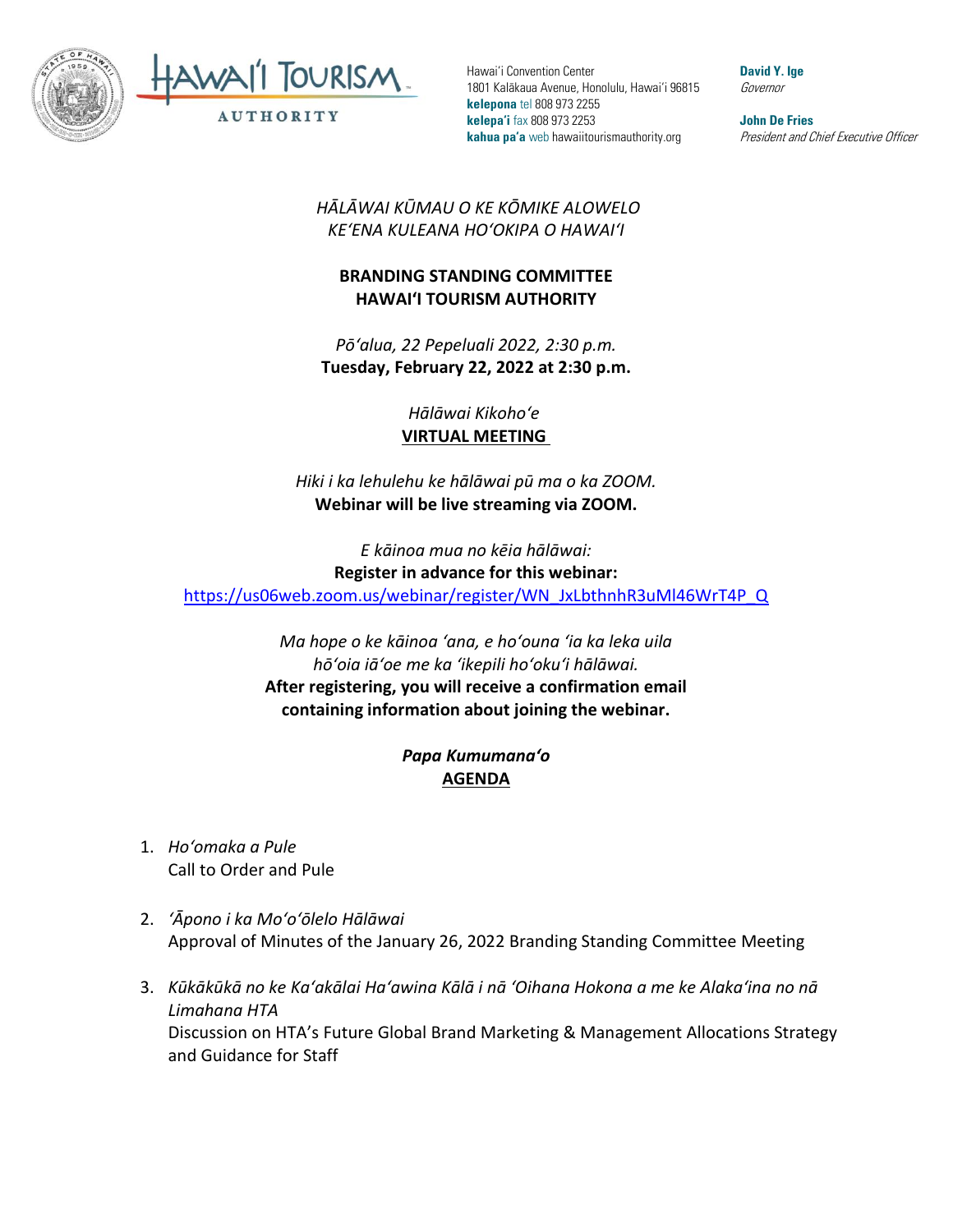Hawaiʻi Convention Center
1801 Kalākaua Avenue, Honolulu, Hawaiʻi 96815
**kelepona** tel 808 973 2255
**kelepaʻi** fax 808 973 2253
**kahua paʻa** web hawaiitourismauthority.org

**David Y. Ige**
*Governor*

**John De Fries**
*President and Chief Executive Officer*

*HĀLĀWAI KŪMAU O KE KŌMIKE ALOWELO*
*KEʻENA KULEANA HOʻOKIPA O HAWAIʻI*

**BRANDING STANDING COMMITTEE**
**HAWAIʻI TOURISM AUTHORITY**

*Pōʻalua, 22 Pepeluali 2022, 2:30 p.m.*
**Tuesday, February 22, 2022 at 2:30 p.m.**

*Hālāwai Kikohoʻe*
**VIRTUAL MEETING**

*Hiki i ka lehulehu ke hālāwai pū ma o ka ZOOM.*
**Webinar will be live streaming via ZOOM.**

*E kāinoa mua no kēia hālāwai:*
**Register in advance for this webinar:**
https://us06web.zoom.us/webinar/register/WN_JxLbthnhR3uMl46WrT4P_Q

*Ma hope o ke kāinoa ʻana, e hoʻouna ʻia ka leka uila hōʻoia iāʻoe me ka ʻikepili hoʻokuʻi hālāwai.*
**After registering, you will receive a confirmation email containing information about joining the webinar.**

***Papa Kumumanaʻo***
**AGENDA**

1. *Hoʻomaka a Pule*
   Call to Order and Pule

2. *ʻĀpono i ka Moʻoʻōlelo Hālāwai*
   Approval of Minutes of the January 26, 2022 Branding Standing Committee Meeting

3. *Kūkākūkā no ke Kaʻakālai Haʻawina Kālā i nā ʻOihana Hokona a me ke Alakaʻina no nā Limahana HTA*
   Discussion on HTA's Future Global Brand Marketing & Management Allocations Strategy and Guidance for Staff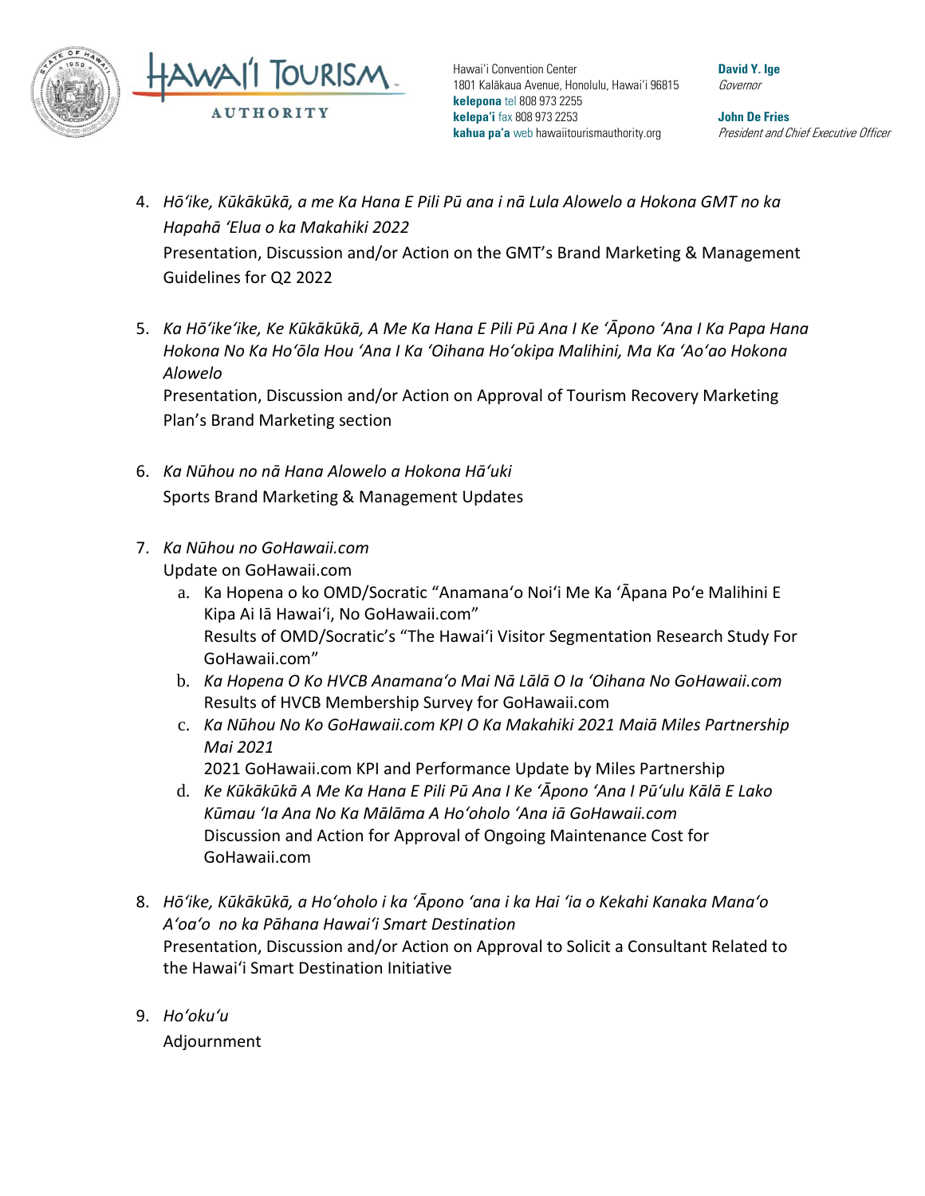4. *Hōʻike, Kūkākūkā, a me Ka Hana E Pili Pū ana i nā Lula Alowelo a Hokona GMT no ka Hapahā ʻElua o ka Makahiki 2022*
   Presentation, Discussion and/or Action on the GMT's Brand Marketing & Management Guidelines for Q2 2022

5. *Ka Hōʻikeʻike, Ke Kūkākūkā, A Me Ka Hana E Pili Pū Ana I Ke ʻĀpono ʻAna I Ka Papa Hana Hokona No Ka Hoʻōla Hou ʻAna I Ka ʻOihana Hoʻokipa Malihini, Ma Ka ʻAoʻao Hokona Alowelo*
   Presentation, Discussion and/or Action on Approval of Tourism Recovery Marketing Plan's Brand Marketing section

6. *Ka Nūhou no nā Hana Alowelo a Hokona Hāʻuki*
   Sports Brand Marketing & Management Updates

7. *Ka Nūhou no GoHawaii.com*
   Update on GoHawaii.com
   a. Ka Hopena o ko OMD/Socratic "Anamanaʻo Noiʻi Me Ka ʻĀpana Poʻe Malihini E Kipa Ai Iā Hawaiʻi, No GoHawaii.com"
      Results of OMD/Socratic's "The Hawaiʻi Visitor Segmentation Research Study For GoHawaii.com"
   b. *Ka Hopena O Ko HVCB Anamanaʻo Mai Nā Lālā O Ia ʻOihana No GoHawaii.com*
      Results of HVCB Membership Survey for GoHawaii.com
   c. *Ka Nūhou No Ko GoHawaii.com KPI O Ka Makahiki 2021 Maiā Miles Partnership Mai 2021*
      2021 GoHawaii.com KPI and Performance Update by Miles Partnership
   d. *Ke Kūkākūkā A Me Ka Hana E Pili Pū Ana I Ke ʻĀpono ʻAna I Pūʻulu Kālā E Lako Kūmau ʻIa Ana No Ka Mālāma A Hoʻoholo ʻAna iā GoHawaii.com*
      Discussion and Action for Approval of Ongoing Maintenance Cost for GoHawaii.com

8. *Hōʻike, Kūkākūkā, a Hoʻoholo i ka ʻĀpono ʻana i ka Hai ʻia o Kekahi Kanaka Manaʻo Aʻoaʻo no ka Pāhana Hawaiʻi Smart Destination*
   Presentation, Discussion and/or Action on Approval to Solicit a Consultant Related to the Hawaiʻi Smart Destination Initiative

9. *Hoʻokuʻu*
   Adjournment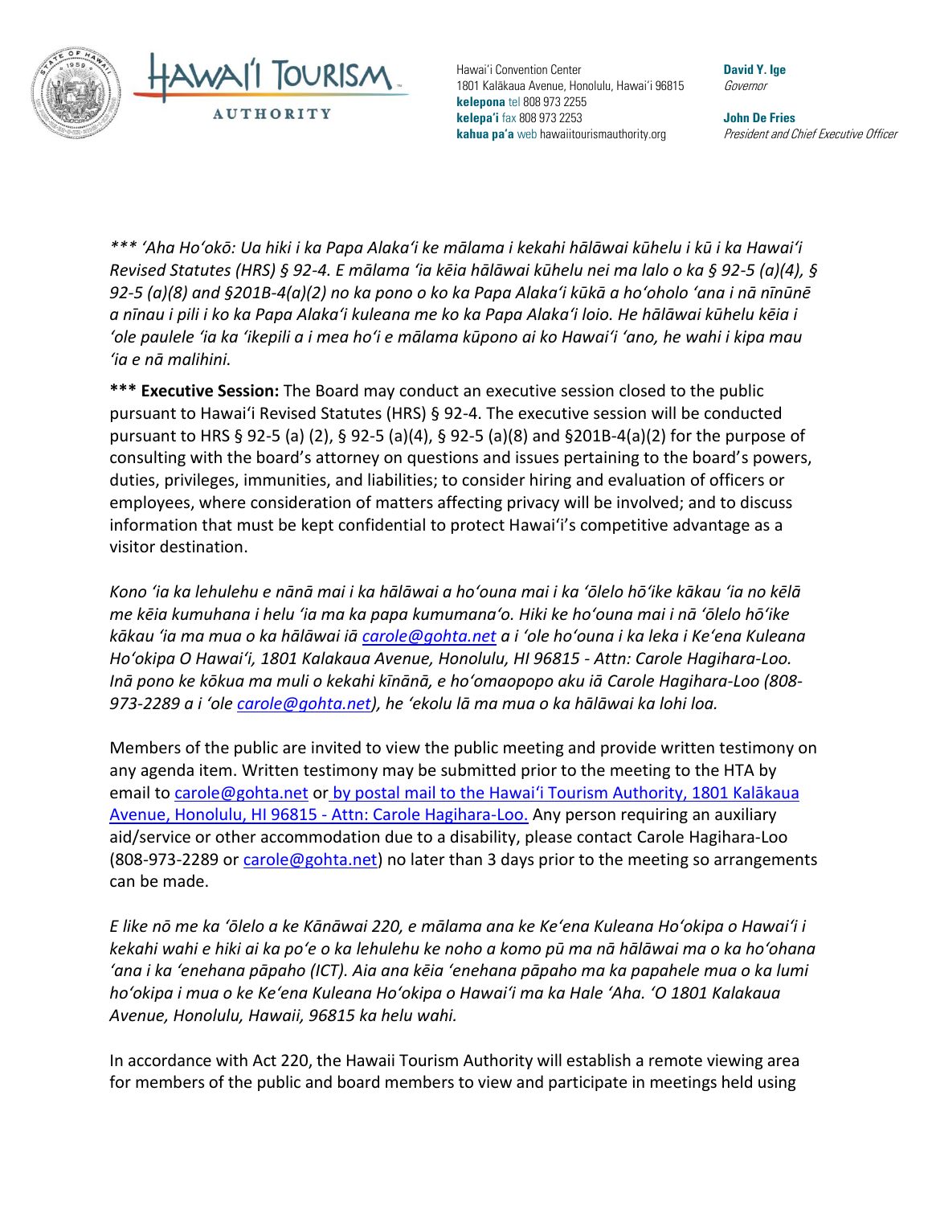*\*\*\* ʻAha Hoʻokō: Ua hiki i ka Papa Alakaʻi ke mālama i kekahi hālāwai kūhelu i kū i ka Hawaiʻi Revised Statutes (HRS) § 92-4. E mālama ʻia kēia hālāwai kūhelu nei ma lalo o ka § 92-5 (a)(4), § 92-5 (a)(8) and §201B-4(a)(2) no ka pono o ko ka Papa Alakaʻi kūkā a hoʻoholo ʻana i nā nīnūnē a nīnau i pili i ko ka Papa Alakaʻi kuleana me ko ka Papa Alakaʻi loio. He hālāwai kūhelu kēia i ʻole paulele ʻia ka ʻikepili a i mea hoʻi e mālama kūpono ai ko Hawaiʻi ʻano, he wahi i kipa mau ʻia e nā malihini.*

**\*\*\* Executive Session:** The Board may conduct an executive session closed to the public pursuant to Hawaiʻi Revised Statutes (HRS) § 92-4. The executive session will be conducted pursuant to HRS § 92-5 (a) (2), § 92-5 (a)(4), § 92-5 (a)(8) and §201B-4(a)(2) for the purpose of consulting with the board's attorney on questions and issues pertaining to the board's powers, duties, privileges, immunities, and liabilities; to consider hiring and evaluation of officers or employees, where consideration of matters affecting privacy will be involved; and to discuss information that must be kept confidential to protect Hawaiʻi's competitive advantage as a visitor destination.

*Kono ʻia ka lehulehu e nānā mai i ka hālāwai a hoʻouna mai i ka ʻōlelo hōʻike kākau ʻia no kēlā me kēia kumuhana i helu ʻia ma ka papa kumumanaʻo. Hiki ke hoʻouna mai i nā ʻōlelo hōʻike kākau ʻia ma mua o ka hālāwai iā carole@gohta.net a i ʻole hoʻouna i ka leka i Keʻena Kuleana Hoʻokipa O Hawaiʻi, 1801 Kalakaua Avenue, Honolulu, HI 96815 - Attn: Carole Hagihara-Loo. Inā pono ke kōkua ma muli o kekahi kīnānā, e hoʻomaopopo aku iā Carole Hagihara-Loo (808-973-2289 a i ʻole carole@gohta.net), he ʻekolu lā ma mua o ka hālāwai ka lohi loa.*

Members of the public are invited to view the public meeting and provide written testimony on any agenda item. Written testimony may be submitted prior to the meeting to the HTA by email to carole@gohta.net or by postal mail to the Hawaiʻi Tourism Authority, 1801 Kalākaua Avenue, Honolulu, HI 96815 - Attn: Carole Hagihara-Loo. Any person requiring an auxiliary aid/service or other accommodation due to a disability, please contact Carole Hagihara-Loo (808-973-2289 or carole@gohta.net) no later than 3 days prior to the meeting so arrangements can be made.

*E like nō me ka ʻōlelo a ke Kānāwai 220, e mālama ana ke Keʻena Kuleana Hoʻokipa o Hawaiʻi i kekahi wahi e hiki ai ka poʻe o ka lehulehu ke noho a komo pū ma nā hālāwai ma o ka hoʻohana ʻana i ka ʻenehana pāpaho (ICT). Aia ana kēia ʻenehana pāpaho ma ka papahele mua o ka lumi hoʻokipa i mua o ke Keʻena Kuleana Hoʻokipa o Hawaiʻi ma ka Hale ʻAha. ʻO 1801 Kalakaua Avenue, Honolulu, Hawaii, 96815 ka helu wahi.*

In accordance with Act 220, the Hawaii Tourism Authority will establish a remote viewing area for members of the public and board members to view and participate in meetings held using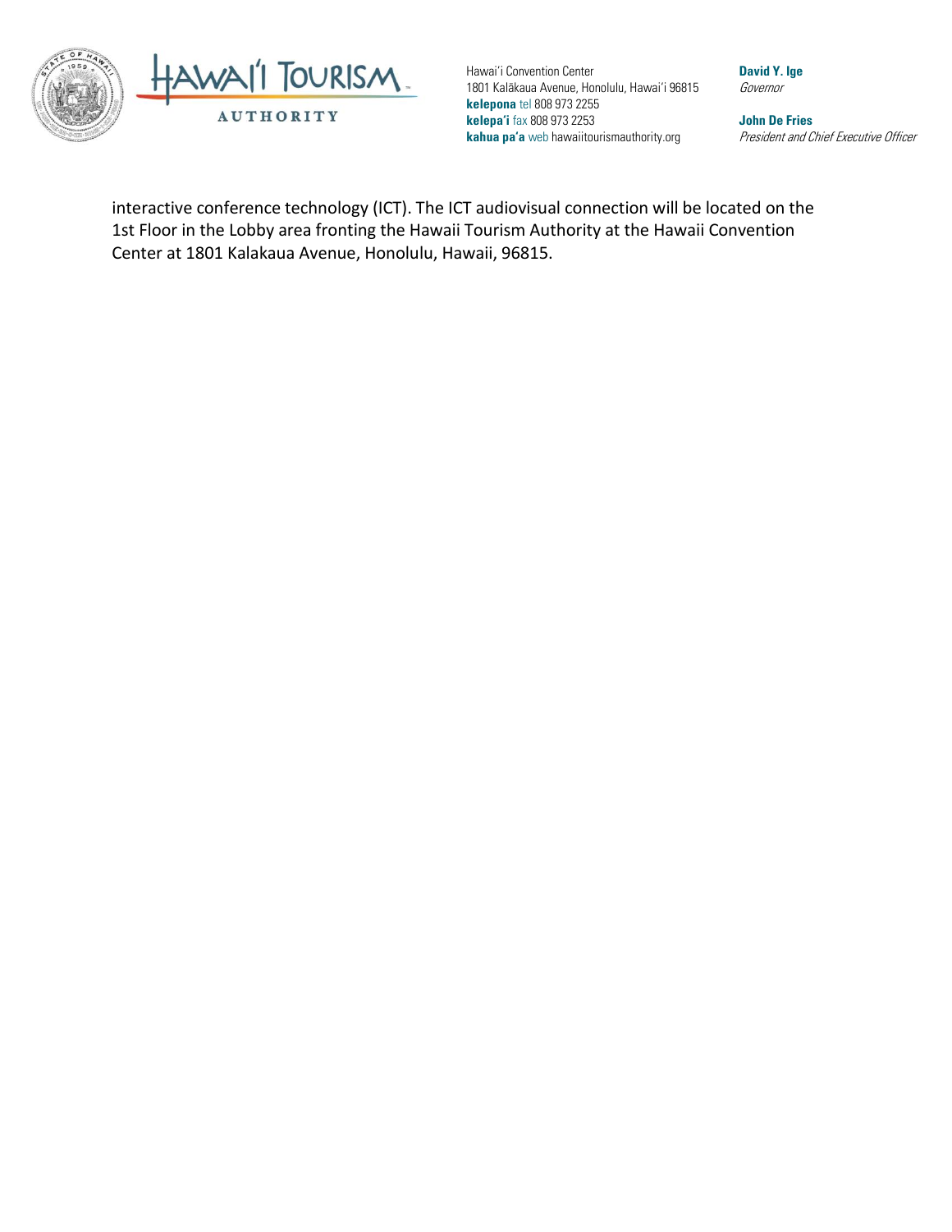interactive conference technology (ICT). The ICT audiovisual connection will be located on the 1st Floor in the Lobby area fronting the Hawaii Tourism Authority at the Hawaii Convention Center at 1801 Kalakaua Avenue, Honolulu, Hawaii, 96815.